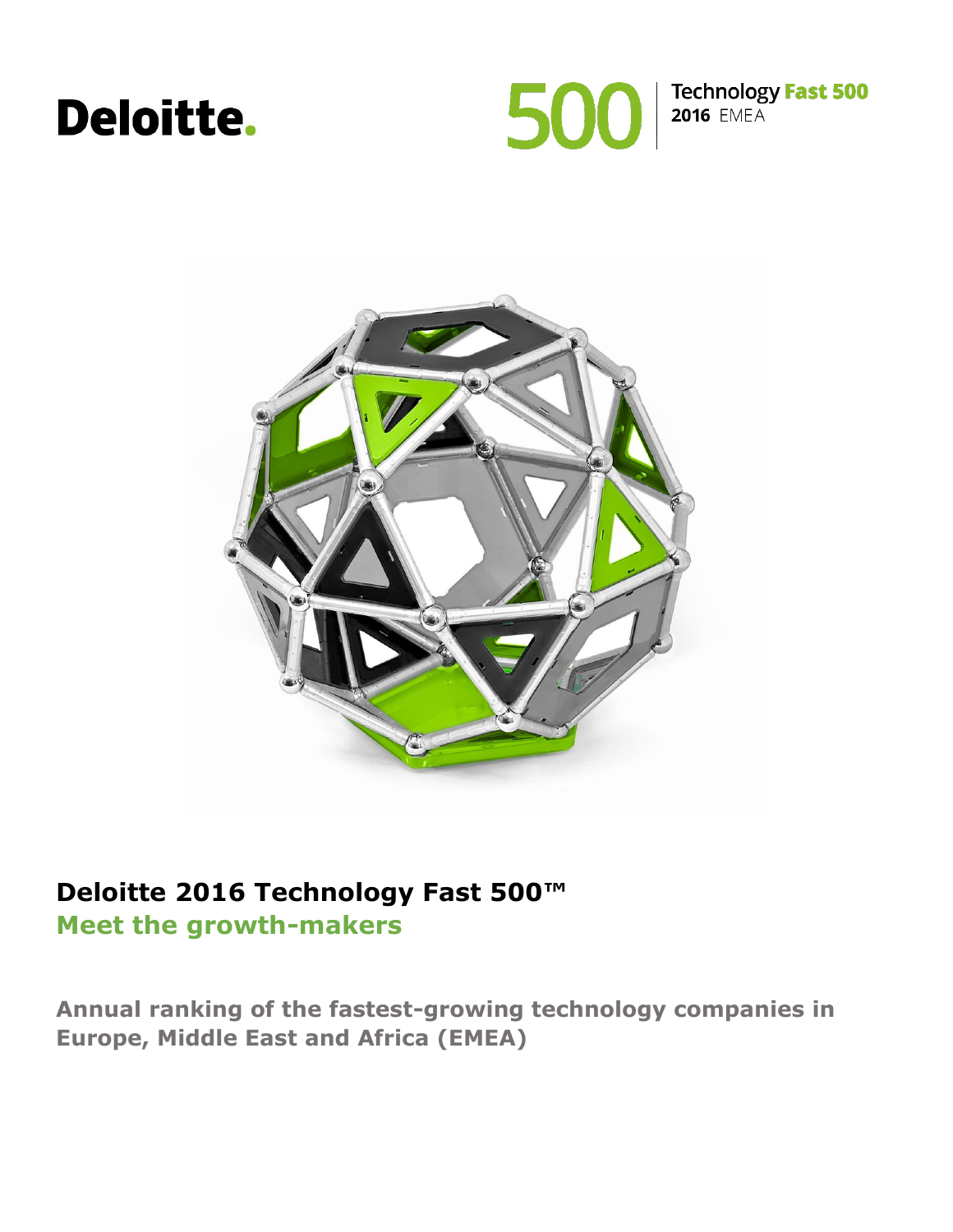Deloitte.

500 | Technology Fast 500
2016 EMEA

# Deloitte 2016 Technology Fast 500™

## Meet the growth-makers

**Annual ranking of the fastest-growing technology companies in Europe, Middle East and Africa (EMEA)**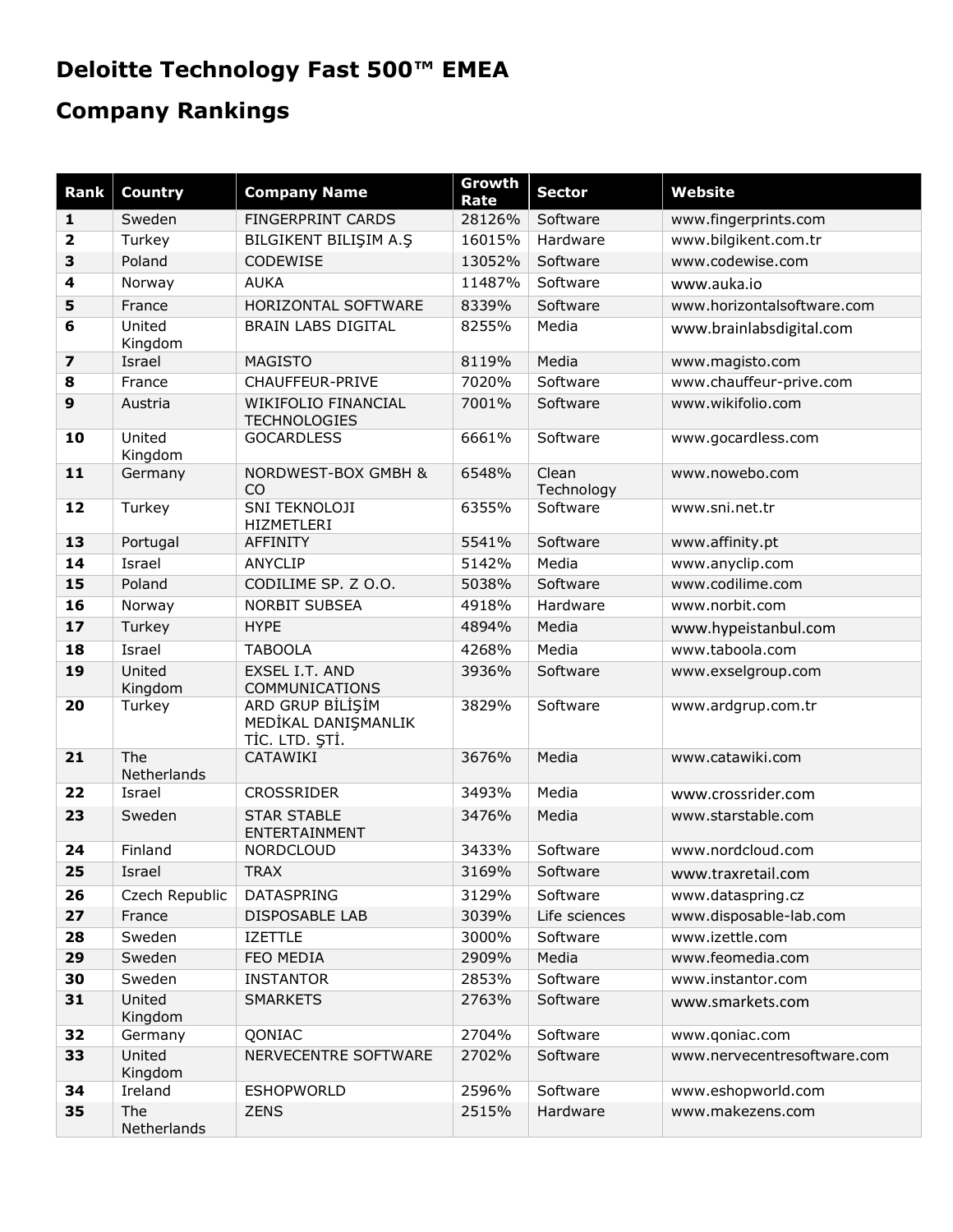# Deloitte Technology Fast 500™ EMEA

# Company Rankings

| Rank | Country | Company Name | Growth Rate | Sector | Website |
|---|---|---|---|---|---|
| **1** | Sweden | FINGERPRINT CARDS | 28126% | Software | www.fingerprints.com |
| **2** | Turkey | BILGIKENT BILIŞIM A.Ş | 16015% | Hardware | www.bilgikent.com.tr |
| **3** | Poland | CODEWISE | 13052% | Software | www.codewise.com |
| **4** | Norway | AUKA | 11487% | Software | www.auka.io |
| **5** | France | HORIZONTAL SOFTWARE | 8339% | Software | www.horizontalsoftware.com |
| **6** | United Kingdom | BRAIN LABS DIGITAL | 8255% | Media | www.brainlabsdigital.com |
| **7** | Israel | MAGISTO | 8119% | Media | www.magisto.com |
| **8** | France | CHAUFFEUR-PRIVE | 7020% | Software | www.chauffeur-prive.com |
| **9** | Austria | WIKIFOLIO FINANCIAL TECHNOLOGIES | 7001% | Software | www.wikifolio.com |
| **10** | United Kingdom | GOCARDLESS | 6661% | Software | www.gocardless.com |
| **11** | Germany | NORDWEST-BOX GMBH & CO | 6548% | Clean Technology | www.nowebo.com |
| **12** | Turkey | SNI TEKNOLOJI HIZMETLERI | 6355% | Software | www.sni.net.tr |
| **13** | Portugal | AFFINITY | 5541% | Software | www.affinity.pt |
| **14** | Israel | ANYCLIP | 5142% | Media | www.anyclip.com |
| **15** | Poland | CODILIME SP. Z O.O. | 5038% | Software | www.codilime.com |
| **16** | Norway | NORBIT SUBSEA | 4918% | Hardware | www.norbit.com |
| **17** | Turkey | HYPE | 4894% | Media | www.hypeistanbul.com |
| **18** | Israel | TABOOLA | 4268% | Media | www.taboola.com |
| **19** | United Kingdom | EXSEL I.T. AND COMMUNICATIONS | 3936% | Software | www.exselgroup.com |
| **20** | Turkey | ARD GRUP BİLİŞİM MEDİKAL DANIŞMANLIK TİC. LTD. ŞTİ. | 3829% | Software | www.ardgrup.com.tr |
| **21** | The Netherlands | CATAWIKI | 3676% | Media | www.catawiki.com |
| **22** | Israel | CROSSRIDER | 3493% | Media | www.crossrider.com |
| **23** | Sweden | STAR STABLE ENTERTAINMENT | 3476% | Media | www.starstable.com |
| **24** | Finland | NORDCLOUD | 3433% | Software | www.nordcloud.com |
| **25** | Israel | TRAX | 3169% | Software | www.traxretail.com |
| **26** | Czech Republic | DATASPRING | 3129% | Software | www.dataspring.cz |
| **27** | France | DISPOSABLE LAB | 3039% | Life sciences | www.disposable-lab.com |
| **28** | Sweden | IZETTLE | 3000% | Software | www.izettle.com |
| **29** | Sweden | FEO MEDIA | 2909% | Media | www.feomedia.com |
| **30** | Sweden | INSTANTOR | 2853% | Software | www.instantor.com |
| **31** | United Kingdom | SMARKETS | 2763% | Software | www.smarkets.com |
| **32** | Germany | QONIAC | 2704% | Software | www.qoniac.com |
| **33** | United Kingdom | NERVECENTRE SOFTWARE | 2702% | Software | www.nervecentresoftware.com |
| **34** | Ireland | ESHOPWORLD | 2596% | Software | www.eshopworld.com |
| **35** | The Netherlands | ZENS | 2515% | Hardware | www.makezens.com |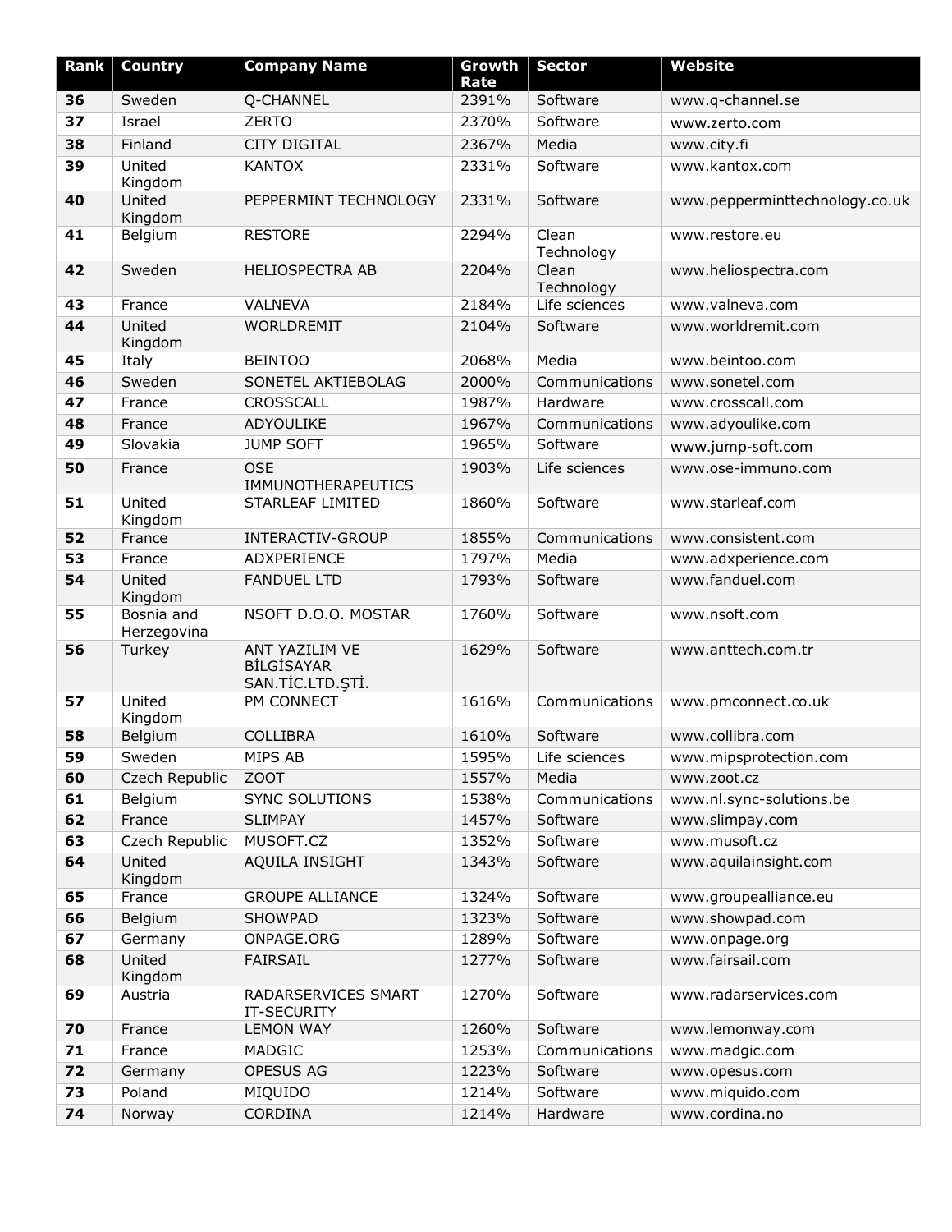| Rank | Country | Company Name | Growth Rate | Sector | Website |
|---|---|---|---|---|---|
| **36** | Sweden | Q-CHANNEL | 2391% | Software | www.q-channel.se |
| **37** | Israel | ZERTO | 2370% | Software | www.zerto.com |
| **38** | Finland | CITY DIGITAL | 2367% | Media | www.city.fi |
| **39** | United Kingdom | KANTOX | 2331% | Software | www.kantox.com |
| **40** | United Kingdom | PEPPERMINT TECHNOLOGY | 2331% | Software | www.peppermintechnology.co.uk |
| **41** | Belgium | RESTORE | 2294% | Clean Technology | www.restore.eu |
| **42** | Sweden | HELIOSPECTRA AB | 2204% | Clean Technology | www.heliospectra.com |
| **43** | France | VALNEVA | 2184% | Life sciences | www.valneva.com |
| **44** | United Kingdom | WORLDREMIT | 2104% | Software | www.worldremit.com |
| **45** | Italy | BEINTOO | 2068% | Media | www.beintoo.com |
| **46** | Sweden | SONETEL AKTIEBOLAG | 2000% | Communications | www.sonetel.com |
| **47** | France | CROSSCALL | 1987% | Hardware | www.crosscall.com |
| **48** | France | ADYOULIKE | 1967% | Communications | www.adyoulike.com |
| **49** | Slovakia | JUMP SOFT | 1965% | Software | www.jump-soft.com |
| **50** | France | OSE IMMUNOTHERAPEUTICS | 1903% | Life sciences | www.ose-immuno.com |
| **51** | United Kingdom | STARLEAF LIMITED | 1860% | Software | www.starleaf.com |
| **52** | France | INTERACTIV-GROUP | 1855% | Communications | www.consistent.com |
| **53** | France | ADXPERIENCE | 1797% | Media | www.adxperience.com |
| **54** | United Kingdom | FANDUEL LTD | 1793% | Software | www.fanduel.com |
| **55** | Bosnia and Herzegovina | NSOFT D.O.O. MOSTAR | 1760% | Software | www.nsoft.com |
| **56** | Turkey | ANT YAZILIM VE BİLGİSAYAR SAN.TİC.LTD.ŞTİ. | 1629% | Software | www.anttech.com.tr |
| **57** | United Kingdom | PM CONNECT | 1616% | Communications | www.pmconnect.co.uk |
| **58** | Belgium | COLLIBRA | 1610% | Software | www.collibra.com |
| **59** | Sweden | MIPS AB | 1595% | Life sciences | www.mipsprotection.com |
| **60** | Czech Republic | ZOOT | 1557% | Media | www.zoot.cz |
| **61** | Belgium | SYNC SOLUTIONS | 1538% | Communications | www.nl.sync-solutions.be |
| **62** | France | SLIMPAY | 1457% | Software | www.slimpay.com |
| **63** | Czech Republic | MUSOFT.CZ | 1352% | Software | www.musoft.cz |
| **64** | United Kingdom | AQUILA INSIGHT | 1343% | Software | www.aquilainsight.com |
| **65** | France | GROUPE ALLIANCE | 1324% | Software | www.groupealliance.eu |
| **66** | Belgium | SHOWPAD | 1323% | Software | www.showpad.com |
| **67** | Germany | ONPAGE.ORG | 1289% | Software | www.onpage.org |
| **68** | United Kingdom | FAIRSAIL | 1277% | Software | www.fairsail.com |
| **69** | Austria | RADARSERVICES SMART IT-SECURITY | 1270% | Software | www.radarservices.com |
| **70** | France | LEMON WAY | 1260% | Software | www.lemonway.com |
| **71** | France | MADGIC | 1253% | Communications | www.madgic.com |
| **72** | Germany | OPESUS AG | 1223% | Software | www.opesus.com |
| **73** | Poland | MIQUIDO | 1214% | Software | www.miquido.com |
| **74** | Norway | CORDINA | 1214% | Hardware | www.cordina.no |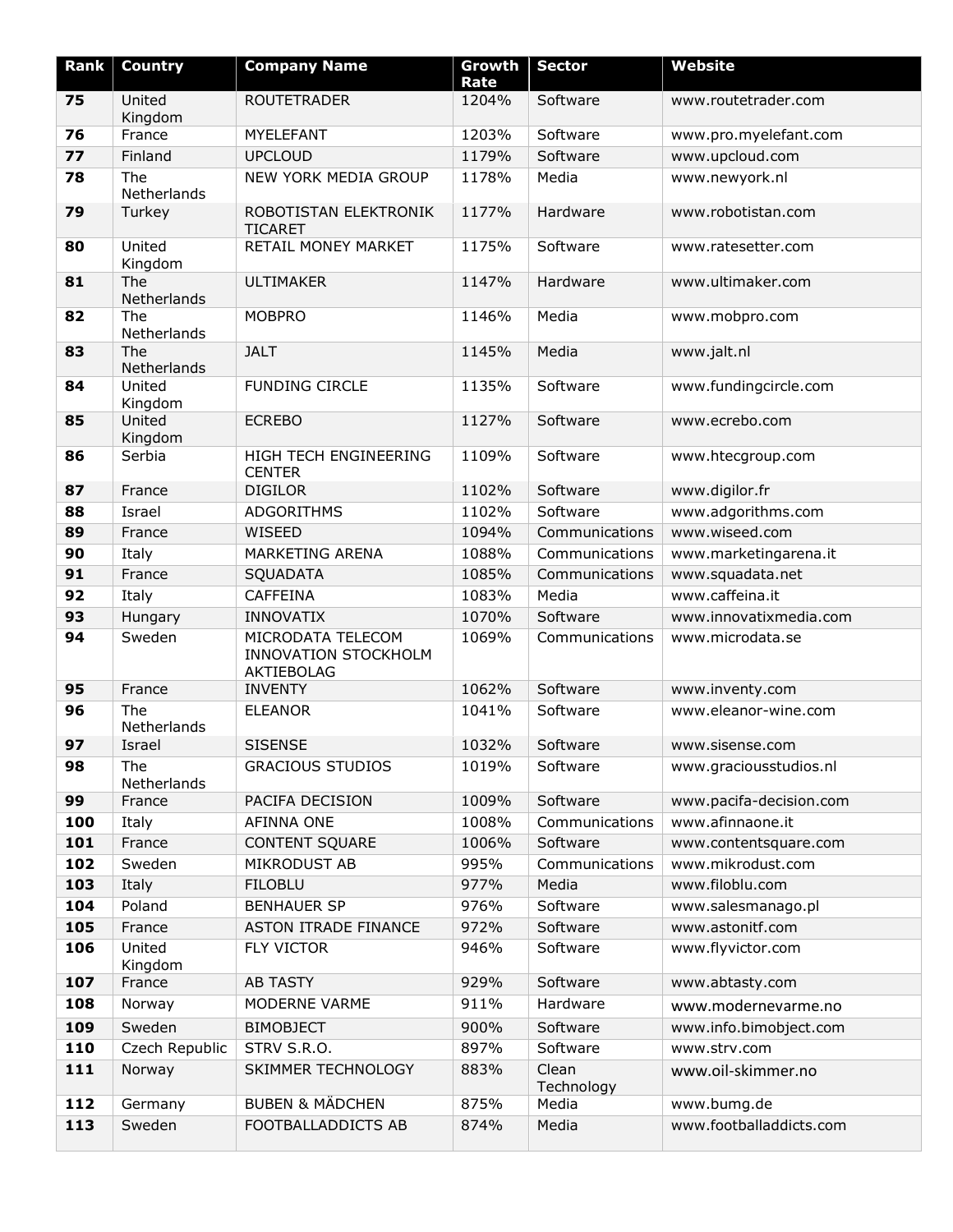| Rank | Country | Company Name | Growth Rate | Sector | Website |
|---|---|---|---|---|---|
| 75 | United Kingdom | ROUTETRADER | 1204% | Software | www.routetrader.com |
| 76 | France | MYELEFANT | 1203% | Software | www.pro.myelefant.com |
| 77 | Finland | UPCLOUD | 1179% | Software | www.upcloud.com |
| 78 | The Netherlands | NEW YORK MEDIA GROUP | 1178% | Media | www.newyork.nl |
| 79 | Turkey | ROBOTISTAN ELEKTRONIK TICARET | 1177% | Hardware | www.robotistan.com |
| 80 | United Kingdom | RETAIL MONEY MARKET | 1175% | Software | www.ratesetter.com |
| 81 | The Netherlands | ULTIMAKER | 1147% | Hardware | www.ultimaker.com |
| 82 | The Netherlands | MOBPRO | 1146% | Media | www.mobpro.com |
| 83 | The Netherlands | JALT | 1145% | Media | www.jalt.nl |
| 84 | United Kingdom | FUNDING CIRCLE | 1135% | Software | www.fundingcircle.com |
| 85 | United Kingdom | ECREBO | 1127% | Software | www.ecrebo.com |
| 86 | Serbia | HIGH TECH ENGINEERING CENTER | 1109% | Software | www.htecgroup.com |
| 87 | France | DIGILOR | 1102% | Software | www.digilor.fr |
| 88 | Israel | ADGORITHMS | 1102% | Software | www.adgorithms.com |
| 89 | France | WISEED | 1094% | Communications | www.wiseed.com |
| 90 | Italy | MARKETING ARENA | 1088% | Communications | www.marketingarena.it |
| 91 | France | SQUADATA | 1085% | Communications | www.squadata.net |
| 92 | Italy | CAFFEINA | 1083% | Media | www.caffeina.it |
| 93 | Hungary | INNOVATIX | 1070% | Software | www.innovatixmedia.com |
| 94 | Sweden | MICRODATA TELECOM INNOVATION STOCKHOLM AKTIEBOLAG | 1069% | Communications | www.microdata.se |
| 95 | France | INVENTY | 1062% | Software | www.inventy.com |
| 96 | The Netherlands | ELEANOR | 1041% | Software | www.eleanor-wine.com |
| 97 | Israel | SISENSE | 1032% | Software | www.sisense.com |
| 98 | The Netherlands | GRACIOUS STUDIOS | 1019% | Software | www.graciousstudios.nl |
| 99 | France | PACIFA DECISION | 1009% | Software | www.pacifa-decision.com |
| 100 | Italy | AFINNA ONE | 1008% | Communications | www.afinnaone.it |
| 101 | France | CONTENT SQUARE | 1006% | Software | www.contentsquare.com |
| 102 | Sweden | MIKRODUST AB | 995% | Communications | www.mikrodust.com |
| 103 | Italy | FILOBLU | 977% | Media | www.filoblu.com |
| 104 | Poland | BENHAUER SP | 976% | Software | www.salesmanago.pl |
| 105 | France | ASTON ITRADE FINANCE | 972% | Software | www.astonitf.com |
| 106 | United Kingdom | FLY VICTOR | 946% | Software | www.flyvictor.com |
| 107 | France | AB TASTY | 929% | Software | www.abtasty.com |
| 108 | Norway | MODERNE VARME | 911% | Hardware | www.modernevarme.no |
| 109 | Sweden | BIMOBJECT | 900% | Software | www.info.bimobject.com |
| 110 | Czech Republic | STRV S.R.O. | 897% | Software | www.strv.com |
| 111 | Norway | SKIMMER TECHNOLOGY | 883% | Clean Technology | www.oil-skimmer.no |
| 112 | Germany | BUBEN & MÄDCHEN | 875% | Media | www.bumg.de |
| 113 | Sweden | FOOTBALLADDICTS AB | 874% | Media | www.footballaddicts.com |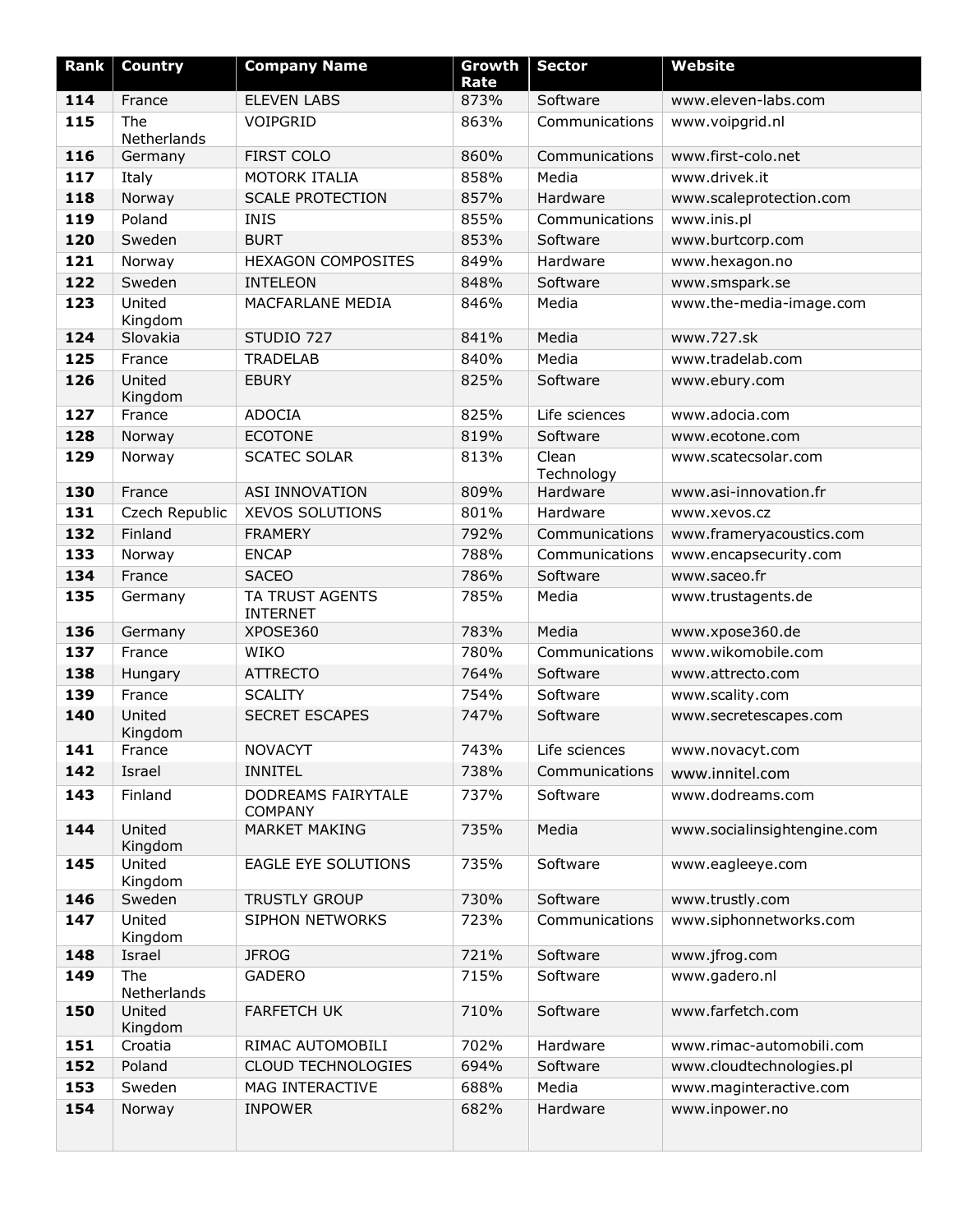| Rank | Country | Company Name | Growth Rate | Sector | Website |
|---|---|---|---|---|---|
| **114** | France | ELEVEN LABS | 873% | Software | www.eleven-labs.com |
| **115** | The Netherlands | VOIPGRID | 863% | Communications | www.voipgrid.nl |
| **116** | Germany | FIRST COLO | 860% | Communications | www.first-colo.net |
| **117** | Italy | MOTORK ITALIA | 858% | Media | www.drivek.it |
| **118** | Norway | SCALE PROTECTION | 857% | Hardware | www.scaleprotection.com |
| **119** | Poland | INIS | 855% | Communications | www.inis.pl |
| **120** | Sweden | BURT | 853% | Software | www.burtcorp.com |
| **121** | Norway | HEXAGON COMPOSITES | 849% | Hardware | www.hexagon.no |
| **122** | Sweden | INTELEON | 848% | Software | www.smspark.se |
| **123** | United Kingdom | MACFARLANE MEDIA | 846% | Media | www.the-media-image.com |
| **124** | Slovakia | STUDIO 727 | 841% | Media | www.727.sk |
| **125** | France | TRADELAB | 840% | Media | www.tradelab.com |
| **126** | United Kingdom | EBURY | 825% | Software | www.ebury.com |
| **127** | France | ADOCIA | 825% | Life sciences | www.adocia.com |
| **128** | Norway | ECOTONE | 819% | Software | www.ecotone.com |
| **129** | Norway | SCATEC SOLAR | 813% | Clean Technology | www.scatecsolar.com |
| **130** | France | ASI INNOVATION | 809% | Hardware | www.asi-innovation.fr |
| **131** | Czech Republic | XEVOS SOLUTIONS | 801% | Hardware | www.xevos.cz |
| **132** | Finland | FRAMERY | 792% | Communications | www.frameryacoustics.com |
| **133** | Norway | ENCAP | 788% | Communications | www.encapsecurity.com |
| **134** | France | SACEO | 786% | Software | www.saceo.fr |
| **135** | Germany | TA TRUST AGENTS INTERNET | 785% | Media | www.trustagents.de |
| **136** | Germany | XPOSE360 | 783% | Media | www.xpose360.de |
| **137** | France | WIKO | 780% | Communications | www.wikomobile.com |
| **138** | Hungary | ATTRECTO | 764% | Software | www.attrecto.com |
| **139** | France | SCALITY | 754% | Software | www.scality.com |
| **140** | United Kingdom | SECRET ESCAPES | 747% | Software | www.secretescapes.com |
| **141** | France | NOVACYT | 743% | Life sciences | www.novacyt.com |
| **142** | Israel | INNITEL | 738% | Communications | www.innitel.com |
| **143** | Finland | DODREAMS FAIRYTALE COMPANY | 737% | Software | www.dodreams.com |
| **144** | United Kingdom | MARKET MAKING | 735% | Media | www.socialinsightengine.com |
| **145** | United Kingdom | EAGLE EYE SOLUTIONS | 735% | Software | www.eagleeye.com |
| **146** | Sweden | TRUSTLY GROUP | 730% | Software | www.trustly.com |
| **147** | United Kingdom | SIPHON NETWORKS | 723% | Communications | www.siphonnetworks.com |
| **148** | Israel | JFROG | 721% | Software | www.jfrog.com |
| **149** | The Netherlands | GADERO | 715% | Software | www.gadero.nl |
| **150** | United Kingdom | FARFETCH UK | 710% | Software | www.farfetch.com |
| **151** | Croatia | RIMAC AUTOMOBILI | 702% | Hardware | www.rimac-automobili.com |
| **152** | Poland | CLOUD TECHNOLOGIES | 694% | Software | www.cloudtechnologies.pl |
| **153** | Sweden | MAG INTERACTIVE | 688% | Media | www.maginteractive.com |
| **154** | Norway | INPOWER | 682% | Hardware | www.inpower.no |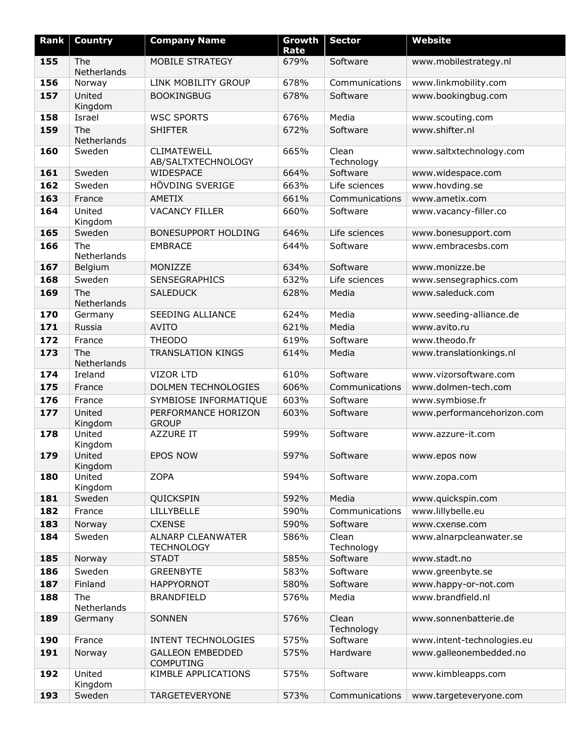| Rank | Country | Company Name | Growth Rate | Sector | Website |
|---|---|---|---|---|---|
| **155** | The Netherlands | MOBILE STRATEGY | 679% | Software | www.mobilestrategy.nl |
| **156** | Norway | LINK MOBILITY GROUP | 678% | Communications | www.linkmobility.com |
| **157** | United Kingdom | BOOKINGBUG | 678% | Software | www.bookingbug.com |
| **158** | Israel | WSC SPORTS | 676% | Media | www.scouting.com |
| **159** | The Netherlands | SHIFTER | 672% | Software | www.shifter.nl |
| **160** | Sweden | CLIMATEWELL AB/SALTXTECHNOLOGY | 665% | Clean Technology | www.saltxtechnology.com |
| **161** | Sweden | WIDESPACE | 664% | Software | www.widespace.com |
| **162** | Sweden | HÖVDING SVERIGE | 663% | Life sciences | www.hovding.se |
| **163** | France | AMETIX | 661% | Communications | www.ametix.com |
| **164** | United Kingdom | VACANCY FILLER | 660% | Software | www.vacancy-filler.co |
| **165** | Sweden | BONESUPPORT HOLDING | 646% | Life sciences | www.bonesupport.com |
| **166** | The Netherlands | EMBRACE | 644% | Software | www.embracesbs.com |
| **167** | Belgium | MONIZZE | 634% | Software | www.monizze.be |
| **168** | Sweden | SENSEGRAPHICS | 632% | Life sciences | www.sensegraphics.com |
| **169** | The Netherlands | SALEDUCK | 628% | Media | www.saleduck.com |
| **170** | Germany | SEEDING ALLIANCE | 624% | Media | www.seeding-alliance.de |
| **171** | Russia | AVITO | 621% | Media | www.avito.ru |
| **172** | France | THEODO | 619% | Software | www.theodo.fr |
| **173** | The Netherlands | TRANSLATION KINGS | 614% | Media | www.translationkings.nl |
| **174** | Ireland | VIZOR LTD | 610% | Software | www.vizorsoftware.com |
| **175** | France | DOLMEN TECHNOLOGIES | 606% | Communications | www.dolmen-tech.com |
| **176** | France | SYMBIOSE INFORMATIQUE | 603% | Software | www.symbiose.fr |
| **177** | United Kingdom | PERFORMANCE HORIZON GROUP | 603% | Software | www.performancehorizon.com |
| **178** | United Kingdom | AZZURE IT | 599% | Software | www.azzure-it.com |
| **179** | United Kingdom | EPOS NOW | 597% | Software | www.epos now |
| **180** | United Kingdom | ZOPA | 594% | Software | www.zopa.com |
| **181** | Sweden | QUICKSPIN | 592% | Media | www.quickspin.com |
| **182** | France | LILLYBELLE | 590% | Communications | www.lillybelle.eu |
| **183** | Norway | CXENSE | 590% | Software | www.cxense.com |
| **184** | Sweden | ALNARP CLEANWATER TECHNOLOGY | 586% | Clean Technology | www.alnarpcleanwater.se |
| **185** | Norway | STADT | 585% | Software | www.stadt.no |
| **186** | Sweden | GREENBYTE | 583% | Software | www.greenbyte.se |
| **187** | Finland | HAPPYORNOT | 580% | Software | www.happy-or-not.com |
| **188** | The Netherlands | BRANDFIELD | 576% | Media | www.brandfield.nl |
| **189** | Germany | SONNEN | 576% | Clean Technology | www.sonnenbatterie.de |
| **190** | France | INTENT TECHNOLOGIES | 575% | Software | www.intent-technologies.eu |
| **191** | Norway | GALLEON EMBEDDED COMPUTING | 575% | Hardware | www.galleonembedded.no |
| **192** | United Kingdom | KIMBLE APPLICATIONS | 575% | Software | www.kimbleapps.com |
| **193** | Sweden | TARGETEVERYONE | 573% | Communications | www.targeteveryone.com |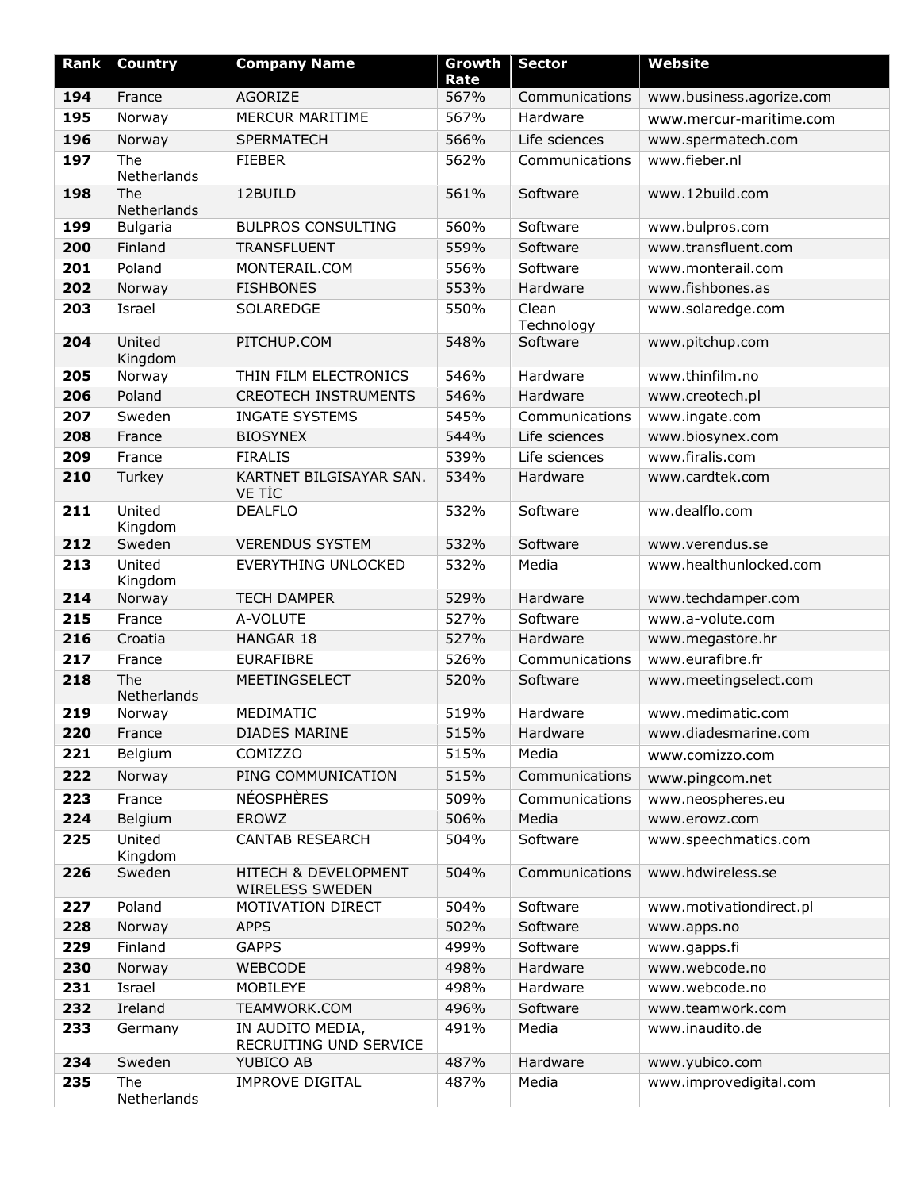| Rank | Country | Company Name | Growth Rate | Sector | Website |
|---|---|---|---|---|---|
| **194** | France | AGORIZE | 567% | Communications | www.business.agorize.com |
| **195** | Norway | MERCUR MARITIME | 567% | Hardware | www.mercur-maritime.com |
| **196** | Norway | SPERMATECH | 566% | Life sciences | www.spermatech.com |
| **197** | The Netherlands | FIEBER | 562% | Communications | www.fieber.nl |
| **198** | The Netherlands | 12BUILD | 561% | Software | www.12build.com |
| **199** | Bulgaria | BULPROS CONSULTING | 560% | Software | www.bulpros.com |
| **200** | Finland | TRANSFLUENT | 559% | Software | www.transfluent.com |
| **201** | Poland | MONTERAIL.COM | 556% | Software | www.monterail.com |
| **202** | Norway | FISHBONES | 553% | Hardware | www.fishbones.as |
| **203** | Israel | SOLAREDGE | 550% | Clean Technology | www.solaredge.com |
| **204** | United Kingdom | PITCHUP.COM | 548% | Software | www.pitchup.com |
| **205** | Norway | THIN FILM ELECTRONICS | 546% | Hardware | www.thinfilm.no |
| **206** | Poland | CREOTECH INSTRUMENTS | 546% | Hardware | www.creotech.pl |
| **207** | Sweden | INGATE SYSTEMS | 545% | Communications | www.ingate.com |
| **208** | France | BIOSYNEX | 544% | Life sciences | www.biosynex.com |
| **209** | France | FIRALIS | 539% | Life sciences | www.firalis.com |
| **210** | Turkey | KARTNET BİLGİSAYAR SAN. VE TİC | 534% | Hardware | www.cardtek.com |
| **211** | United Kingdom | DEALFLO | 532% | Software | ww.dealflo.com |
| **212** | Sweden | VERENDUS SYSTEM | 532% | Software | www.verendus.se |
| **213** | United Kingdom | EVERYTHING UNLOCKED | 532% | Media | www.healthunlocked.com |
| **214** | Norway | TECH DAMPER | 529% | Hardware | www.techdamper.com |
| **215** | France | A-VOLUTE | 527% | Software | www.a-volute.com |
| **216** | Croatia | HANGAR 18 | 527% | Hardware | www.megastore.hr |
| **217** | France | EURAFIBRE | 526% | Communications | www.eurafibre.fr |
| **218** | The Netherlands | MEETINGSELECT | 520% | Software | www.meetingselect.com |
| **219** | Norway | MEDIMATIC | 519% | Hardware | www.medimatic.com |
| **220** | France | DIADES MARINE | 515% | Hardware | www.diadesmarine.com |
| **221** | Belgium | COMIZZO | 515% | Media | www.comizzo.com |
| **222** | Norway | PING COMMUNICATION | 515% | Communications | www.pingcom.net |
| **223** | France | NÉOSPHÈRES | 509% | Communications | www.neospheres.eu |
| **224** | Belgium | EROWZ | 506% | Media | www.erowz.com |
| **225** | United Kingdom | CANTAB RESEARCH | 504% | Software | www.speechmatics.com |
| **226** | Sweden | HITECH & DEVELOPMENT WIRELESS SWEDEN | 504% | Communications | www.hdwireless.se |
| **227** | Poland | MOTIVATION DIRECT | 504% | Software | www.motivationdirect.pl |
| **228** | Norway | APPS | 502% | Software | www.apps.no |
| **229** | Finland | GAPPS | 499% | Software | www.gapps.fi |
| **230** | Norway | WEBCODE | 498% | Hardware | www.webcode.no |
| **231** | Israel | MOBILEYE | 498% | Hardware | www.webcode.no |
| **232** | Ireland | TEAMWORK.COM | 496% | Software | www.teamwork.com |
| **233** | Germany | IN AUDITO MEDIA, RECRUITING UND SERVICE | 491% | Media | www.inaudito.de |
| **234** | Sweden | YUBICO AB | 487% | Hardware | www.yubico.com |
| **235** | The Netherlands | IMPROVE DIGITAL | 487% | Media | www.improvedigital.com |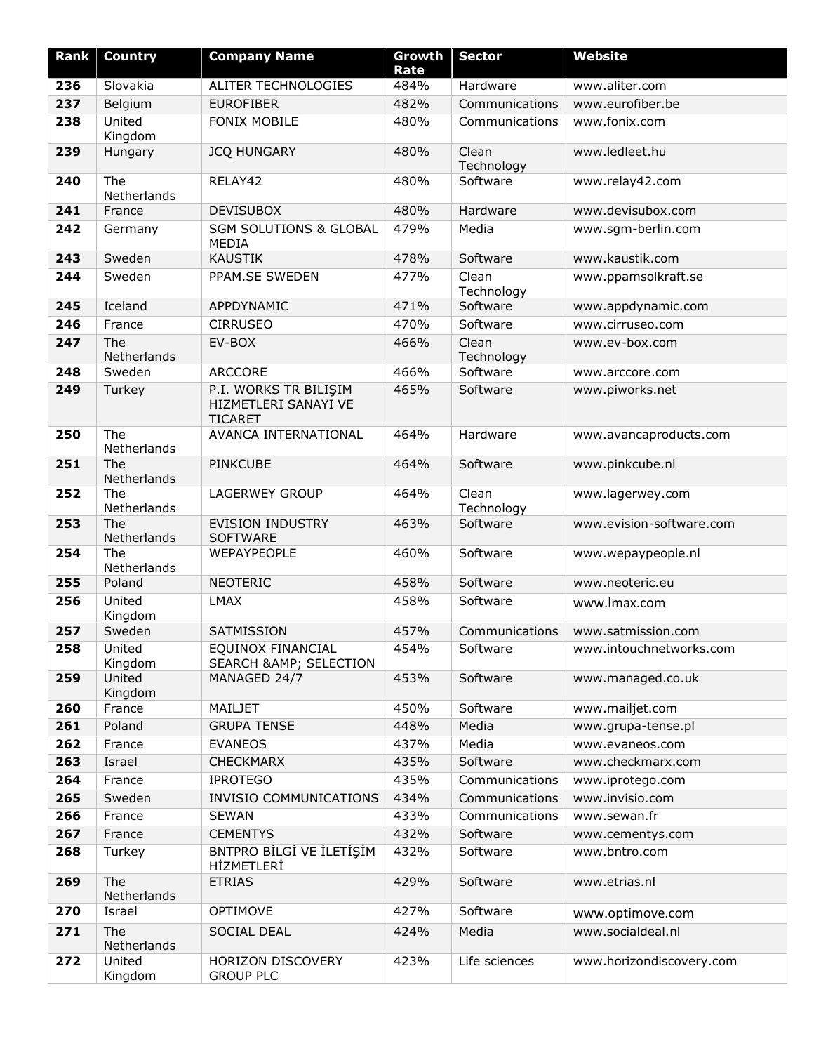| Rank | Country | Company Name | Growth Rate | Sector | Website |
|---|---|---|---|---|---|
| **236** | Slovakia | ALITER TECHNOLOGIES | 484% | Hardware | www.aliter.com |
| **237** | Belgium | EUROFIBER | 482% | Communications | www.eurofiber.be |
| **238** | United Kingdom | FONIX MOBILE | 480% | Communications | www.fonix.com |
| **239** | Hungary | JCQ HUNGARY | 480% | Clean Technology | www.ledleet.hu |
| **240** | The Netherlands | RELAY42 | 480% | Software | www.relay42.com |
| **241** | France | DEVISUBOX | 480% | Hardware | www.devisubox.com |
| **242** | Germany | SGM SOLUTIONS & GLOBAL MEDIA | 479% | Media | www.sgm-berlin.com |
| **243** | Sweden | KAUSTIK | 478% | Software | www.kaustik.com |
| **244** | Sweden | PPAM.SE SWEDEN | 477% | Clean Technology | www.ppamsolkraft.se |
| **245** | Iceland | APPDYNAMIC | 471% | Software | www.appdynamic.com |
| **246** | France | CIRRUSEO | 470% | Software | www.cirruseo.com |
| **247** | The Netherlands | EV-BOX | 466% | Clean Technology | www.ev-box.com |
| **248** | Sweden | ARCCORE | 466% | Software | www.arccore.com |
| **249** | Turkey | P.I. WORKS TR BILIŞIM HIZMETLERI SANAYI VE TICARET | 465% | Software | www.piworks.net |
| **250** | The Netherlands | AVANCA INTERNATIONAL | 464% | Hardware | www.avancaproducts.com |
| **251** | The Netherlands | PINKCUBE | 464% | Software | www.pinkcube.nl |
| **252** | The Netherlands | LAGERWEY GROUP | 464% | Clean Technology | www.lagerwey.com |
| **253** | The Netherlands | EVISION INDUSTRY SOFTWARE | 463% | Software | www.evision-software.com |
| **254** | The Netherlands | WEPAYPEOPLE | 460% | Software | www.wepaypeople.nl |
| **255** | Poland | NEOTERIC | 458% | Software | www.neoteric.eu |
| **256** | United Kingdom | LMAX | 458% | Software | www.lmax.com |
| **257** | Sweden | SATMISSION | 457% | Communications | www.satmission.com |
| **258** | United Kingdom | EQUINOX FINANCIAL SEARCH &AMP; SELECTION | 454% | Software | www.intouchnetworks.com |
| **259** | United Kingdom | MANAGED 24/7 | 453% | Software | www.managed.co.uk |
| **260** | France | MAILJET | 450% | Software | www.mailjet.com |
| **261** | Poland | GRUPA TENSE | 448% | Media | www.grupa-tense.pl |
| **262** | France | EVANEOS | 437% | Media | www.evaneos.com |
| **263** | Israel | CHECKMARX | 435% | Software | www.checkmarx.com |
| **264** | France | IPROTEGO | 435% | Communications | www.iprotego.com |
| **265** | Sweden | INVISIO COMMUNICATIONS | 434% | Communications | www.invisio.com |
| **266** | France | SEWAN | 433% | Communications | www.sewan.fr |
| **267** | France | CEMENTYS | 432% | Software | www.cementys.com |
| **268** | Turkey | BNTPRO BİLGİ VE İLETİŞİM HİZMETLERİ | 432% | Software | www.bntro.com |
| **269** | The Netherlands | ETRIAS | 429% | Software | www.etrias.nl |
| **270** | Israel | OPTIMOVE | 427% | Software | www.optimove.com |
| **271** | The Netherlands | SOCIAL DEAL | 424% | Media | www.socialdeal.nl |
| **272** | United Kingdom | HORIZON DISCOVERY GROUP PLC | 423% | Life sciences | www.horizondiscovery.com |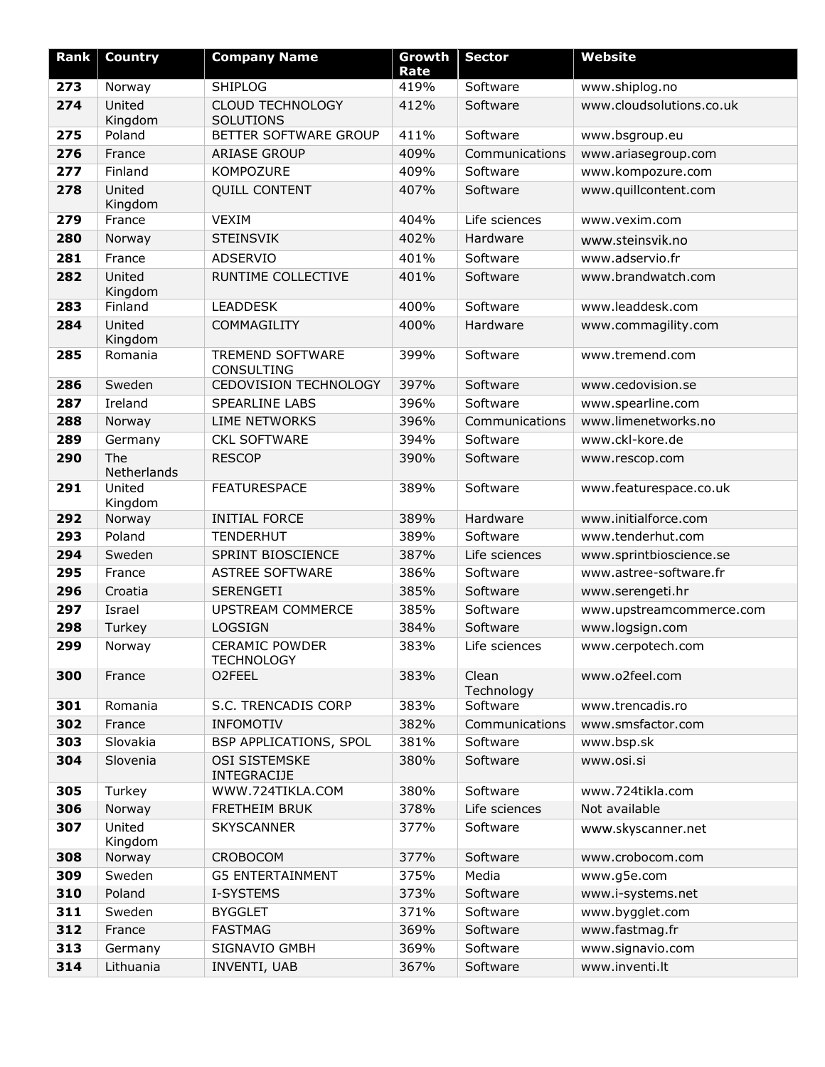| Rank | Country | Company Name | Growth Rate | Sector | Website |
|---|---|---|---|---|---|
| **273** | Norway | SHIPLOG | 419% | Software | www.shiplog.no |
| **274** | United Kingdom | CLOUD TECHNOLOGY SOLUTIONS | 412% | Software | www.cloudsolutions.co.uk |
| **275** | Poland | BETTER SOFTWARE GROUP | 411% | Software | www.bsgroup.eu |
| **276** | France | ARIASE GROUP | 409% | Communications | www.ariasegroup.com |
| **277** | Finland | KOMPOZURE | 409% | Software | www.kompozure.com |
| **278** | United Kingdom | QUILL CONTENT | 407% | Software | www.quillcontent.com |
| **279** | France | VEXIM | 404% | Life sciences | www.vexim.com |
| **280** | Norway | STEINSVIK | 402% | Hardware | www.steinsvik.no |
| **281** | France | ADSERVIO | 401% | Software | www.adservio.fr |
| **282** | United Kingdom | RUNTIME COLLECTIVE | 401% | Software | www.brandwatch.com |
| **283** | Finland | LEADDESK | 400% | Software | www.leaddesk.com |
| **284** | United Kingdom | COMMAGILITY | 400% | Hardware | www.commagility.com |
| **285** | Romania | TREMEND SOFTWARE CONSULTING | 399% | Software | www.tremend.com |
| **286** | Sweden | CEDOVISION TECHNOLOGY | 397% | Software | www.cedovision.se |
| **287** | Ireland | SPEARLINE LABS | 396% | Software | www.spearline.com |
| **288** | Norway | LIME NETWORKS | 396% | Communications | www.limenetworks.no |
| **289** | Germany | CKL SOFTWARE | 394% | Software | www.ckl-kore.de |
| **290** | The Netherlands | RESCOP | 390% | Software | www.rescop.com |
| **291** | United Kingdom | FEATURESPACE | 389% | Software | www.featurespace.co.uk |
| **292** | Norway | INITIAL FORCE | 389% | Hardware | www.initialforce.com |
| **293** | Poland | TENDERHUT | 389% | Software | www.tenderhut.com |
| **294** | Sweden | SPRINT BIOSCIENCE | 387% | Life sciences | www.sprintbioscience.se |
| **295** | France | ASTREE SOFTWARE | 386% | Software | www.astree-software.fr |
| **296** | Croatia | SERENGETI | 385% | Software | www.serengeti.hr |
| **297** | Israel | UPSTREAM COMMERCE | 385% | Software | www.upstreamcommerce.com |
| **298** | Turkey | LOGSIGN | 384% | Software | www.logsign.com |
| **299** | Norway | CERAMIC POWDER TECHNOLOGY | 383% | Life sciences | www.cerpotech.com |
| **300** | France | O2FEEL | 383% | Clean Technology | www.o2feel.com |
| **301** | Romania | S.C. TRENCADIS CORP | 383% | Software | www.trencadis.ro |
| **302** | France | INFOMOTIV | 382% | Communications | www.smsfactor.com |
| **303** | Slovakia | BSP APPLICATIONS, SPOL | 381% | Software | www.bsp.sk |
| **304** | Slovenia | OSI SISTEMSKE INTEGRACIJE | 380% | Software | www.osi.si |
| **305** | Turkey | WWW.724TIKLA.COM | 380% | Software | www.724tikla.com |
| **306** | Norway | FRETHEIM BRUK | 378% | Life sciences | Not available |
| **307** | United Kingdom | SKYSCANNER | 377% | Software | www.skyscanner.net |
| **308** | Norway | CROBOCOM | 377% | Software | www.crobocom.com |
| **309** | Sweden | G5 ENTERTAINMENT | 375% | Media | www.g5e.com |
| **310** | Poland | I-SYSTEMS | 373% | Software | www.i-systems.net |
| **311** | Sweden | BYGGLET | 371% | Software | www.bygglet.com |
| **312** | France | FASTMAG | 369% | Software | www.fastmag.fr |
| **313** | Germany | SIGNAVIO GMBH | 369% | Software | www.signavio.com |
| **314** | Lithuania | INVENTI, UAB | 367% | Software | www.inventi.lt |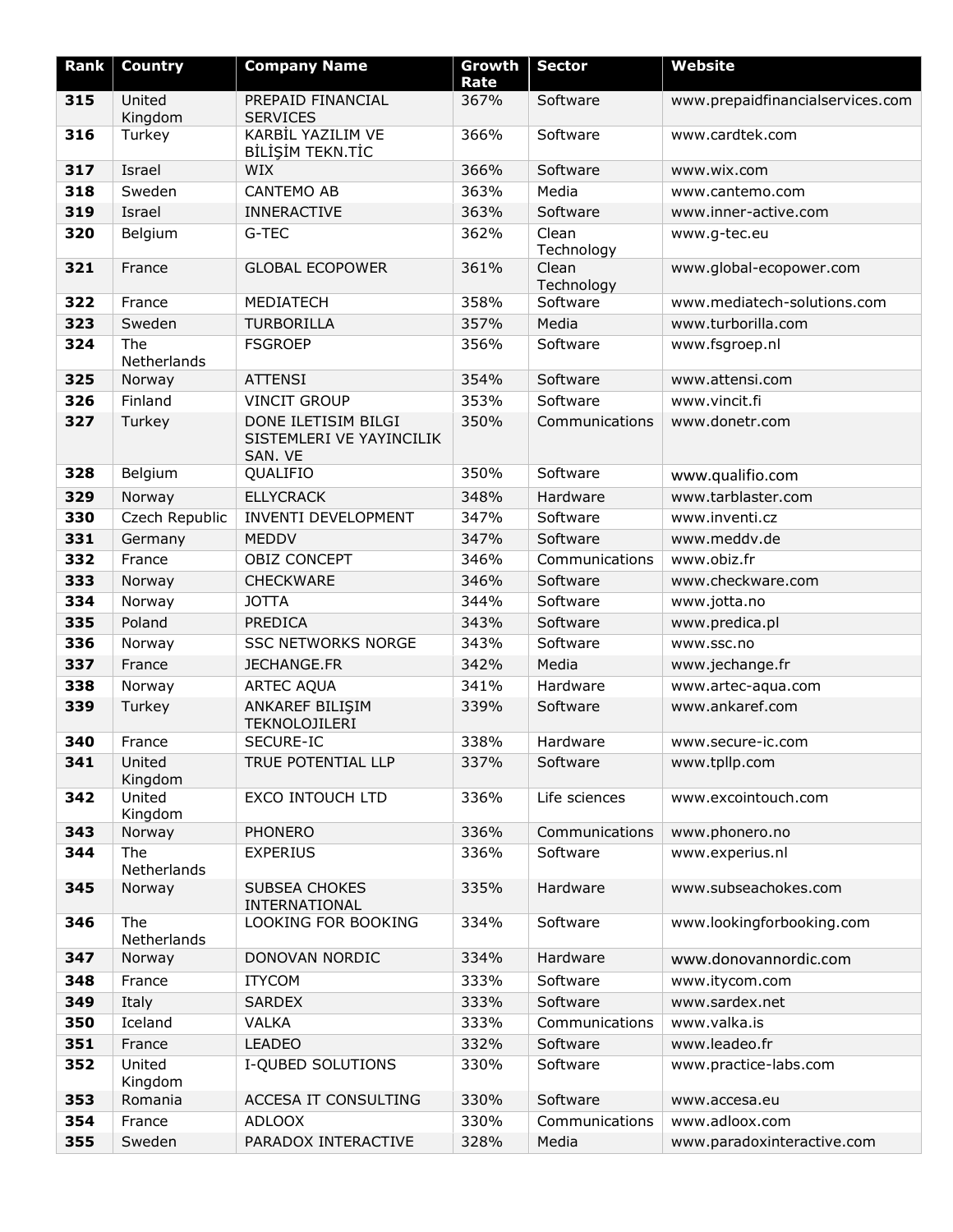| Rank | Country | Company Name | Growth Rate | Sector | Website |
|---|---|---|---|---|---|
| **315** | United Kingdom | PREPAID FINANCIAL SERVICES | 367% | Software | www.prepaidfinancialservices.com |
| **316** | Turkey | KARBİL YAZILIM VE BİLİŞİM TEKN.TİC | 366% | Software | www.cardtek.com |
| **317** | Israel | WIX | 366% | Software | www.wix.com |
| **318** | Sweden | CANTEMO AB | 363% | Media | www.cantemo.com |
| **319** | Israel | INNERACTIVE | 363% | Software | www.inner-active.com |
| **320** | Belgium | G-TEC | 362% | Clean Technology | www.g-tec.eu |
| **321** | France | GLOBAL ECOPOWER | 361% | Clean Technology | www.global-ecopower.com |
| **322** | France | MEDIATECH | 358% | Software | www.mediatech-solutions.com |
| **323** | Sweden | TURBORILLA | 357% | Media | www.turborilla.com |
| **324** | The Netherlands | FSGROEP | 356% | Software | www.fsgroep.nl |
| **325** | Norway | ATTENSI | 354% | Software | www.attensi.com |
| **326** | Finland | VINCIT GROUP | 353% | Software | www.vincit.fi |
| **327** | Turkey | DONE ILETISIM BILGI SISTEMLERI VE YAYINCILIK SAN. VE | 350% | Communications | www.donetr.com |
| **328** | Belgium | QUALIFIO | 350% | Software | www.qualifio.com |
| **329** | Norway | ELLYCRACK | 348% | Hardware | www.tarblaster.com |
| **330** | Czech Republic | INVENTI DEVELOPMENT | 347% | Software | www.inventi.cz |
| **331** | Germany | MEDDV | 347% | Software | www.meddv.de |
| **332** | France | OBIZ CONCEPT | 346% | Communications | www.obiz.fr |
| **333** | Norway | CHECKWARE | 346% | Software | www.checkware.com |
| **334** | Norway | JOTTA | 344% | Software | www.jotta.no |
| **335** | Poland | PREDICA | 343% | Software | www.predica.pl |
| **336** | Norway | SSC NETWORKS NORGE | 343% | Software | www.ssc.no |
| **337** | France | JECHANGE.FR | 342% | Media | www.jechange.fr |
| **338** | Norway | ARTEC AQUA | 341% | Hardware | www.artec-aqua.com |
| **339** | Turkey | ANKAREF BILIŞIM TEKNOLOJILERI | 339% | Software | www.ankaref.com |
| **340** | France | SECURE-IC | 338% | Hardware | www.secure-ic.com |
| **341** | United Kingdom | TRUE POTENTIAL LLP | 337% | Software | www.tpllp.com |
| **342** | United Kingdom | EXCO INTOUCH LTD | 336% | Life sciences | www.excointouch.com |
| **343** | Norway | PHONERO | 336% | Communications | www.phonero.no |
| **344** | The Netherlands | EXPERIUS | 336% | Software | www.experius.nl |
| **345** | Norway | SUBSEA CHOKES INTERNATIONAL | 335% | Hardware | www.subseachokes.com |
| **346** | The Netherlands | LOOKING FOR BOOKING | 334% | Software | www.lookingforbooking.com |
| **347** | Norway | DONOVAN NORDIC | 334% | Hardware | www.donovannordic.com |
| **348** | France | ITYCOM | 333% | Software | www.itycom.com |
| **349** | Italy | SARDEX | 333% | Software | www.sardex.net |
| **350** | Iceland | VALKA | 333% | Communications | www.valka.is |
| **351** | France | LEADEO | 332% | Software | www.leadeo.fr |
| **352** | United Kingdom | I-QUBED SOLUTIONS | 330% | Software | www.practice-labs.com |
| **353** | Romania | ACCESA IT CONSULTING | 330% | Software | www.accesa.eu |
| **354** | France | ADLOOX | 330% | Communications | www.adloox.com |
| **355** | Sweden | PARADOX INTERACTIVE | 328% | Media | www.paradoxinteractive.com |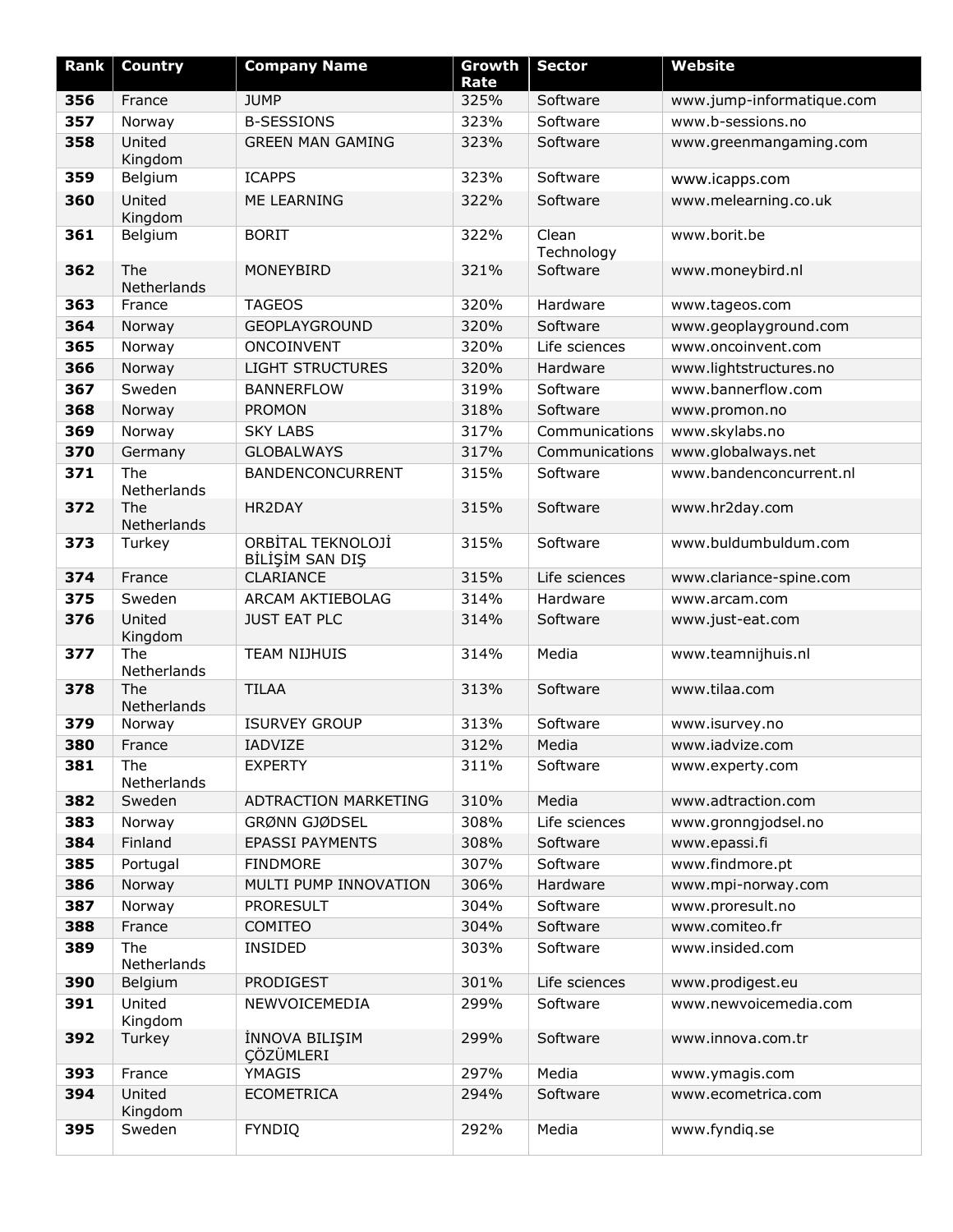| Rank | Country | Company Name | Growth Rate | Sector | Website |
|---|---|---|---|---|---|
| 356 | France | JUMP | 325% | Software | www.jump-informatique.com |
| 357 | Norway | B-SESSIONS | 323% | Software | www.b-sessions.no |
| 358 | United Kingdom | GREEN MAN GAMING | 323% | Software | www.greenmangaming.com |
| 359 | Belgium | ICAPPS | 323% | Software | www.icapps.com |
| 360 | United Kingdom | ME LEARNING | 322% | Software | www.melearning.co.uk |
| 361 | Belgium | BORIT | 322% | Clean Technology | www.borit.be |
| 362 | The Netherlands | MONEYBIRD | 321% | Software | www.moneybird.nl |
| 363 | France | TAGEOS | 320% | Hardware | www.tageos.com |
| 364 | Norway | GEOPLAYGROUND | 320% | Software | www.geoplayground.com |
| 365 | Norway | ONCOINVENT | 320% | Life sciences | www.oncoinvent.com |
| 366 | Norway | LIGHT STRUCTURES | 320% | Hardware | www.lightstructures.no |
| 367 | Sweden | BANNERFLOW | 319% | Software | www.bannerflow.com |
| 368 | Norway | PROMON | 318% | Software | www.promon.no |
| 369 | Norway | SKY LABS | 317% | Communications | www.skylabs.no |
| 370 | Germany | GLOBALWAYS | 317% | Communications | www.globalways.net |
| 371 | The Netherlands | BANDENCONCURRENT | 315% | Software | www.bandenconcurrent.nl |
| 372 | The Netherlands | HR2DAY | 315% | Software | www.hr2day.com |
| 373 | Turkey | ORBİTAL TEKNOLOJİ BİLİŞİM SAN DIŞ | 315% | Software | www.buldumbuldum.com |
| 374 | France | CLARIANCE | 315% | Life sciences | www.clariance-spine.com |
| 375 | Sweden | ARCAM AKTIEBOLAG | 314% | Hardware | www.arcam.com |
| 376 | United Kingdom | JUST EAT PLC | 314% | Software | www.just-eat.com |
| 377 | The Netherlands | TEAM NIJHUIS | 314% | Media | www.teamnijhuis.nl |
| 378 | The Netherlands | TILAA | 313% | Software | www.tilaa.com |
| 379 | Norway | ISURVEY GROUP | 313% | Software | www.isurvey.no |
| 380 | France | IADVIZE | 312% | Media | www.iadvize.com |
| 381 | The Netherlands | EXPERTY | 311% | Software | www.experty.com |
| 382 | Sweden | ADTRACTION MARKETING | 310% | Media | www.adtraction.com |
| 383 | Norway | GRØNN GJØDSEL | 308% | Life sciences | www.gronngjodsel.no |
| 384 | Finland | EPASSI PAYMENTS | 308% | Software | www.epassi.fi |
| 385 | Portugal | FINDMORE | 307% | Software | www.findmore.pt |
| 386 | Norway | MULTI PUMP INNOVATION | 306% | Hardware | www.mpi-norway.com |
| 387 | Norway | PRORESULT | 304% | Software | www.proresult.no |
| 388 | France | COMITEO | 304% | Software | www.comiteo.fr |
| 389 | The Netherlands | INSIDED | 303% | Software | www.insided.com |
| 390 | Belgium | PRODIGEST | 301% | Life sciences | www.prodigest.eu |
| 391 | United Kingdom | NEWVOICEMEDIA | 299% | Software | www.newvoicemedia.com |
| 392 | Turkey | İNNOVA BILIŞIM ÇÖZÜMLERI | 299% | Software | www.innova.com.tr |
| 393 | France | YMAGIS | 297% | Media | www.ymagis.com |
| 394 | United Kingdom | ECOMETRICA | 294% | Software | www.ecometrica.com |
| 395 | Sweden | FYNDIQ | 292% | Media | www.fyndiq.se |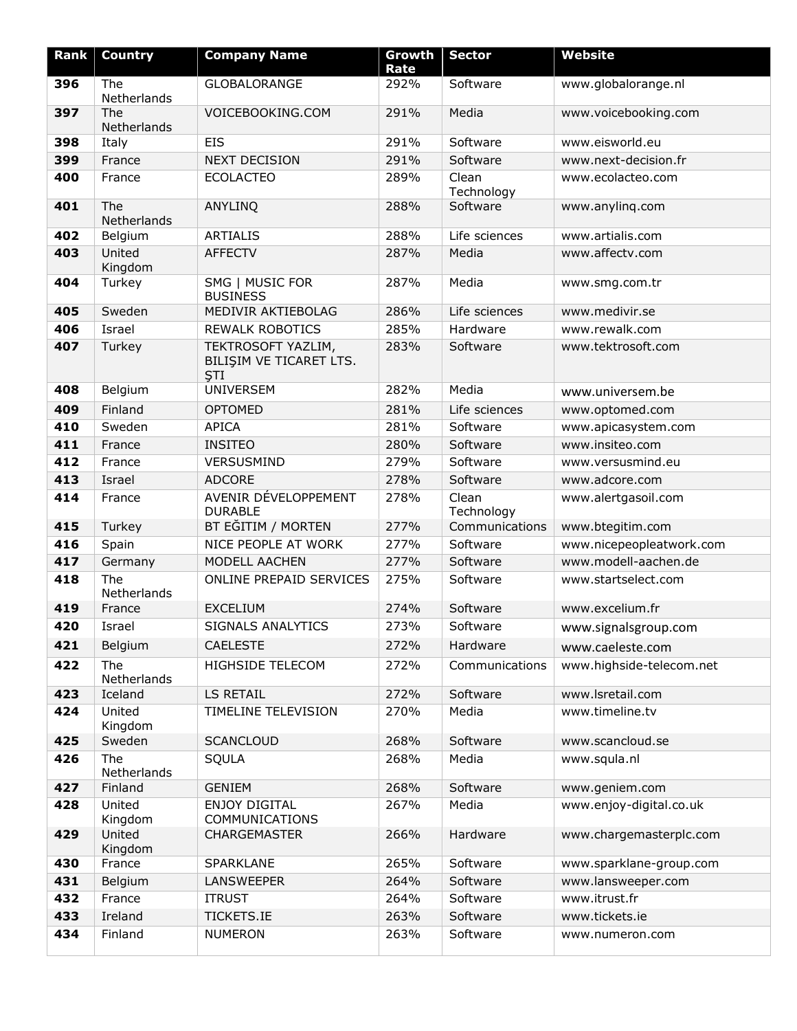| Rank | Country | Company Name | Growth Rate | Sector | Website |
|---|---|---|---|---|---|
| 396 | The Netherlands | GLOBALORANGE | 292% | Software | www.globalorange.nl |
| 397 | The Netherlands | VOICEBOOKING.COM | 291% | Media | www.voicebooking.com |
| 398 | Italy | EIS | 291% | Software | www.eisworld.eu |
| 399 | France | NEXT DECISION | 291% | Software | www.next-decision.fr |
| 400 | France | ECOLACTEO | 289% | Clean Technology | www.ecolacteo.com |
| 401 | The Netherlands | ANYLINQ | 288% | Software | www.anylinq.com |
| 402 | Belgium | ARTIALIS | 288% | Life sciences | www.artialis.com |
| 403 | United Kingdom | AFFECTV | 287% | Media | www.affectv.com |
| 404 | Turkey | SMG \| MUSIC FOR BUSINESS | 287% | Media | www.smg.com.tr |
| 405 | Sweden | MEDIVIR AKTIEBOLAG | 286% | Life sciences | www.medivir.se |
| 406 | Israel | REWALK ROBOTICS | 285% | Hardware | www.rewalk.com |
| 407 | Turkey | TEKTROSOFT YAZLIM, BILIŞIM VE TICARET LTS. ŞTI | 283% | Software | www.tektrosoft.com |
| 408 | Belgium | UNIVERSEM | 282% | Media | www.universem.be |
| 409 | Finland | OPTOMED | 281% | Life sciences | www.optomed.com |
| 410 | Sweden | APICA | 281% | Software | www.apicasystem.com |
| 411 | France | INSITEO | 280% | Software | www.insiteo.com |
| 412 | France | VERSUSMIND | 279% | Software | www.versusmind.eu |
| 413 | Israel | ADCORE | 278% | Software | www.adcore.com |
| 414 | France | AVENIR DÉVELOPPEMENT DURABLE | 278% | Clean Technology | www.alertgasoil.com |
| 415 | Turkey | BT EĞITIM / MORTEN | 277% | Communications | www.btegitim.com |
| 416 | Spain | NICE PEOPLE AT WORK | 277% | Software | www.nicepeopleatwork.com |
| 417 | Germany | MODELL AACHEN | 277% | Software | www.modell-aachen.de |
| 418 | The Netherlands | ONLINE PREPAID SERVICES | 275% | Software | www.startselect.com |
| 419 | France | EXCELIUM | 274% | Software | www.excelium.fr |
| 420 | Israel | SIGNALS ANALYTICS | 273% | Software | www.signalsgroup.com |
| 421 | Belgium | CAELESTE | 272% | Hardware | www.caeleste.com |
| 422 | The Netherlands | HIGHSIDE TELECOM | 272% | Communications | www.highside-telecom.net |
| 423 | Iceland | LS RETAIL | 272% | Software | www.lsretail.com |
| 424 | United Kingdom | TIMELINE TELEVISION | 270% | Media | www.timeline.tv |
| 425 | Sweden | SCANCLOUD | 268% | Software | www.scancloud.se |
| 426 | The Netherlands | SQULA | 268% | Media | www.squla.nl |
| 427 | Finland | GENIEM | 268% | Software | www.geniem.com |
| 428 | United Kingdom | ENJOY DIGITAL COMMUNICATIONS | 267% | Media | www.enjoy-digital.co.uk |
| 429 | United Kingdom | CHARGEMASTER | 266% | Hardware | www.chargemasterplc.com |
| 430 | France | SPARKLANE | 265% | Software | www.sparklane-group.com |
| 431 | Belgium | LANSWEEPER | 264% | Software | www.lansweeper.com |
| 432 | France | ITRUST | 264% | Software | www.itrust.fr |
| 433 | Ireland | TICKETS.IE | 263% | Software | www.tickets.ie |
| 434 | Finland | NUMERON | 263% | Software | www.numeron.com |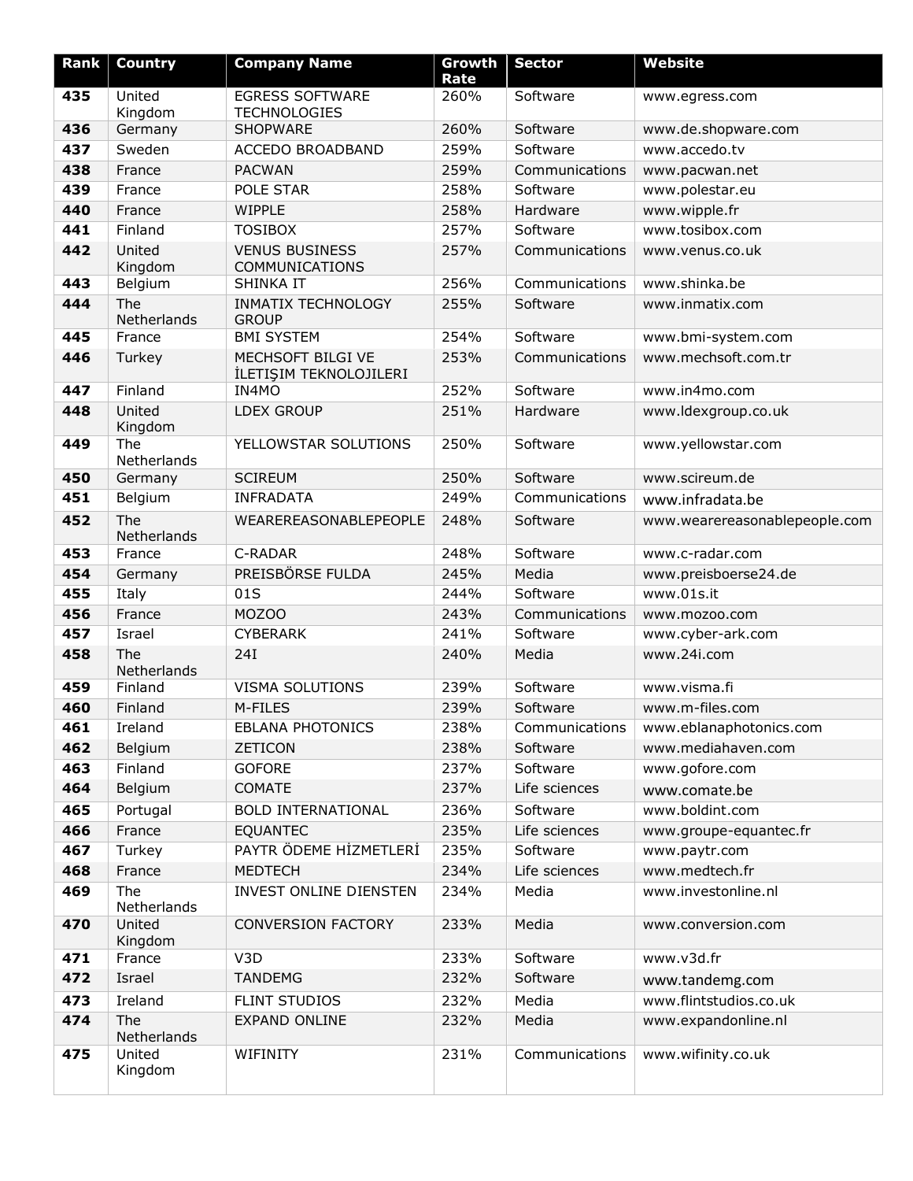| Rank | Country | Company Name | Growth Rate | Sector | Website |
|---|---|---|---|---|---|
| 435 | United Kingdom | EGRESS SOFTWARE TECHNOLOGIES | 260% | Software | www.egress.com |
| 436 | Germany | SHOPWARE | 260% | Software | www.de.shopware.com |
| 437 | Sweden | ACCEDO BROADBAND | 259% | Software | www.accedo.tv |
| 438 | France | PACWAN | 259% | Communications | www.pacwan.net |
| 439 | France | POLE STAR | 258% | Software | www.polestar.eu |
| 440 | France | WIPPLE | 258% | Hardware | www.wipple.fr |
| 441 | Finland | TOSIBOX | 257% | Software | www.tosibox.com |
| 442 | United Kingdom | VENUS BUSINESS COMMUNICATIONS | 257% | Communications | www.venus.co.uk |
| 443 | Belgium | SHINKA IT | 256% | Communications | www.shinka.be |
| 444 | The Netherlands | INMATIX TECHNOLOGY GROUP | 255% | Software | www.inmatix.com |
| 445 | France | BMI SYSTEM | 254% | Software | www.bmi-system.com |
| 446 | Turkey | MECHSOFT BILGI VE İLETIŞIM TEKNOLOJILERI | 253% | Communications | www.mechsoft.com.tr |
| 447 | Finland | IN4MO | 252% | Software | www.in4mo.com |
| 448 | United Kingdom | LDEX GROUP | 251% | Hardware | www.ldexgroup.co.uk |
| 449 | The Netherlands | YELLOWSTAR SOLUTIONS | 250% | Software | www.yellowstar.com |
| 450 | Germany | SCIREUM | 250% | Software | www.scireum.de |
| 451 | Belgium | INFRADATA | 249% | Communications | www.infradata.be |
| 452 | The Netherlands | WEAREREASONABLEPEOPLE | 248% | Software | www.wearereasonablepeople.com |
| 453 | France | C-RADAR | 248% | Software | www.c-radar.com |
| 454 | Germany | PREISBÖRSE FULDA | 245% | Media | www.preisboerse24.de |
| 455 | Italy | 01S | 244% | Software | www.01s.it |
| 456 | France | MOZOO | 243% | Communications | www.mozoo.com |
| 457 | Israel | CYBERARK | 241% | Software | www.cyber-ark.com |
| 458 | The Netherlands | 24I | 240% | Media | www.24i.com |
| 459 | Finland | VISMA SOLUTIONS | 239% | Software | www.visma.fi |
| 460 | Finland | M-FILES | 239% | Software | www.m-files.com |
| 461 | Ireland | EBLANA PHOTONICS | 238% | Communications | www.eblanaphotonics.com |
| 462 | Belgium | ZETICON | 238% | Software | www.mediahaven.com |
| 463 | Finland | GOFORE | 237% | Software | www.gofore.com |
| 464 | Belgium | COMATE | 237% | Life sciences | www.comate.be |
| 465 | Portugal | BOLD INTERNATIONAL | 236% | Software | www.boldint.com |
| 466 | France | EQUANTEC | 235% | Life sciences | www.groupe-equantec.fr |
| 467 | Turkey | PAYTR ÖDEME HİZMETLERİ | 235% | Software | www.paytr.com |
| 468 | France | MEDTECH | 234% | Life sciences | www.medtech.fr |
| 469 | The Netherlands | INVEST ONLINE DIENSTEN | 234% | Media | www.investonline.nl |
| 470 | United Kingdom | CONVERSION FACTORY | 233% | Media | www.conversion.com |
| 471 | France | V3D | 233% | Software | www.v3d.fr |
| 472 | Israel | TANDEMG | 232% | Software | www.tandemg.com |
| 473 | Ireland | FLINT STUDIOS | 232% | Media | www.flintstudios.co.uk |
| 474 | The Netherlands | EXPAND ONLINE | 232% | Media | www.expandonline.nl |
| 475 | United Kingdom | WIFINITY | 231% | Communications | www.wifinity.co.uk |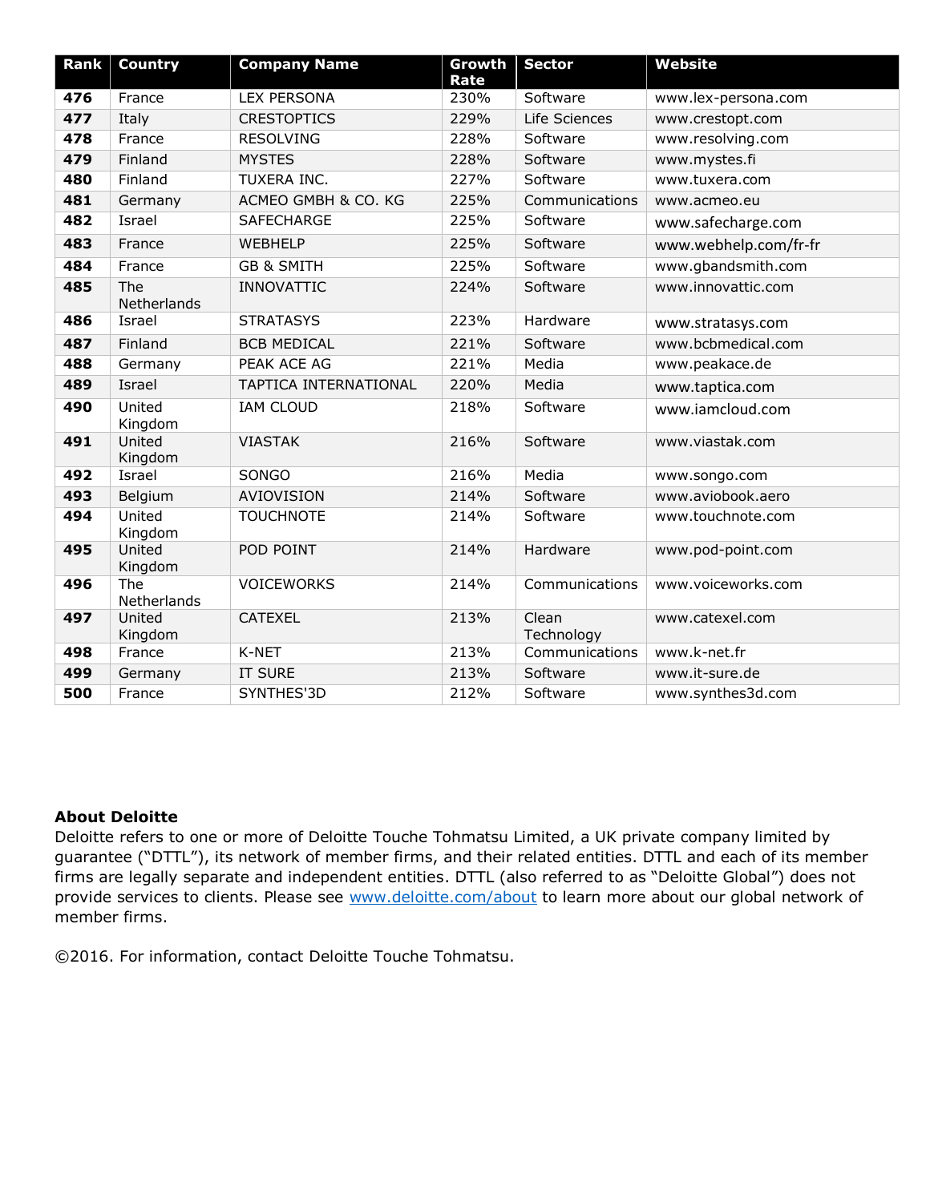| Rank | Country | Company Name | Growth Rate | Sector | Website |
|---|---|---|---|---|---|
| **476** | France | LEX PERSONA | 230% | Software | www.lex-persona.com |
| **477** | Italy | CRESTOPTICS | 229% | Life Sciences | www.crestopt.com |
| **478** | France | RESOLVING | 228% | Software | www.resolving.com |
| **479** | Finland | MYSTES | 228% | Software | www.mystes.fi |
| **480** | Finland | TUXERA INC. | 227% | Software | www.tuxera.com |
| **481** | Germany | ACMEO GMBH & CO. KG | 225% | Communications | www.acmeo.eu |
| **482** | Israel | SAFECHARGE | 225% | Software | www.safecharge.com |
| **483** | France | WEBHELP | 225% | Software | www.webhelp.com/fr-fr |
| **484** | France | GB & SMITH | 225% | Software | www.gbandsmith.com |
| **485** | The Netherlands | INNOVATTIC | 224% | Software | www.innovattic.com |
| **486** | Israel | STRATASYS | 223% | Hardware | www.stratasys.com |
| **487** | Finland | BCB MEDICAL | 221% | Software | www.bcbmedical.com |
| **488** | Germany | PEAK ACE AG | 221% | Media | www.peakace.de |
| **489** | Israel | TAPTICA INTERNATIONAL | 220% | Media | www.taptica.com |
| **490** | United Kingdom | IAM CLOUD | 218% | Software | www.iamcloud.com |
| **491** | United Kingdom | VIASTAK | 216% | Software | www.viastak.com |
| **492** | Israel | SONGO | 216% | Media | www.songo.com |
| **493** | Belgium | AVIOVISION | 214% | Software | www.aviobook.aero |
| **494** | United Kingdom | TOUCHNOTE | 214% | Software | www.touchnote.com |
| **495** | United Kingdom | POD POINT | 214% | Hardware | www.pod-point.com |
| **496** | The Netherlands | VOICEWORKS | 214% | Communications | www.voiceworks.com |
| **497** | United Kingdom | CATEXEL | 213% | Clean Technology | www.catexel.com |
| **498** | France | K-NET | 213% | Communications | www.k-net.fr |
| **499** | Germany | IT SURE | 213% | Software | www.it-sure.de |
| **500** | France | SYNTHES'3D | 212% | Software | www.synthes3d.com |

**About Deloitte**

Deloitte refers to one or more of Deloitte Touche Tohmatsu Limited, a UK private company limited by guarantee ("DTTL"), its network of member firms, and their related entities. DTTL and each of its member firms are legally separate and independent entities. DTTL (also referred to as "Deloitte Global") does not provide services to clients. Please see www.deloitte.com/about to learn more about our global network of member firms.

©2016. For information, contact Deloitte Touche Tohmatsu.